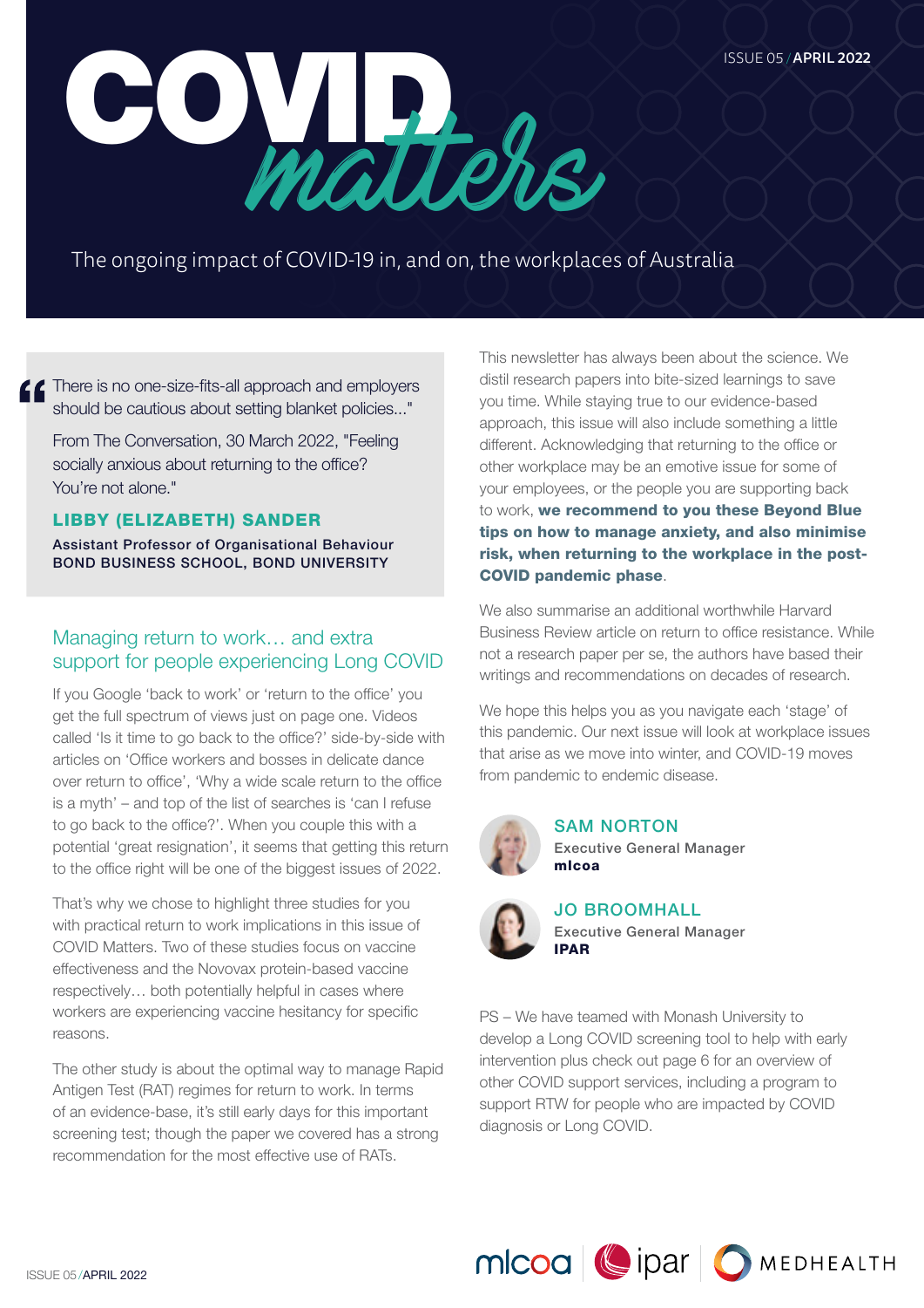# COVID matters

The ongoing impact of COVID-19 in, and on, the workplaces of Australia

> "There is no one-size-fits-all approach and employers should be cautious about setting blanket policies..."
>
> From The Conversation, 30 March 2022, "Feeling socially anxious about returning to the office? You're not alone."
>
> **LIBBY (ELIZABETH) SANDER**
> Assistant Professor of Organisational Behaviour
> BOND BUSINESS SCHOOL, BOND UNIVERSITY

## Managing return to work… and extra support for people experiencing Long COVID

If you Google 'back to work' or 'return to the office' you get the full spectrum of views just on page one. Videos called 'Is it time to go back to the office?' side-by-side with articles on 'Office workers and bosses in delicate dance over return to office', 'Why a wide scale return to the office is a myth' – and top of the list of searches is 'can I refuse to go back to the office?'. When you couple this with a potential 'great resignation', it seems that getting this return to the office right will be one of the biggest issues of 2022.

That's why we chose to highlight three studies for you with practical return to work implications in this issue of COVID Matters. Two of these studies focus on vaccine effectiveness and the Novovax protein-based vaccine respectively… both potentially helpful in cases where workers are experiencing vaccine hesitancy for specific reasons.

The other study is about the optimal way to manage Rapid Antigen Test (RAT) regimes for return to work. In terms of an evidence-base, it's still early days for this important screening test; though the paper we covered has a strong recommendation for the most effective use of RATs.

This newsletter has always been about the science. We distil research papers into bite-sized learnings to save you time. While staying true to our evidence-based approach, this issue will also include something a little different. Acknowledging that returning to the office or other workplace may be an emotive issue for some of your employees, or the people you are supporting back to work, **we recommend to you these Beyond Blue tips on how to manage anxiety, and also minimise risk, when returning to the workplace in the post-COVID pandemic phase**.

We also summarise an additional worthwhile Harvard Business Review article on return to office resistance. While not a research paper per se, the authors have based their writings and recommendations on decades of research.

We hope this helps you as you navigate each 'stage' of this pandemic. Our next issue will look at workplace issues that arise as we move into winter, and COVID-19 moves from pandemic to endemic disease.

**SAM NORTON**
Executive General Manager
**mlcoa**

**JO BROOMHALL**
Executive General Manager
**IPAR**

PS – We have teamed with Monash University to develop a Long COVID screening tool to help with early intervention plus check out page 6 for an overview of other COVID support services, including a program to support RTW for people who are impacted by COVID diagnosis or Long COVID.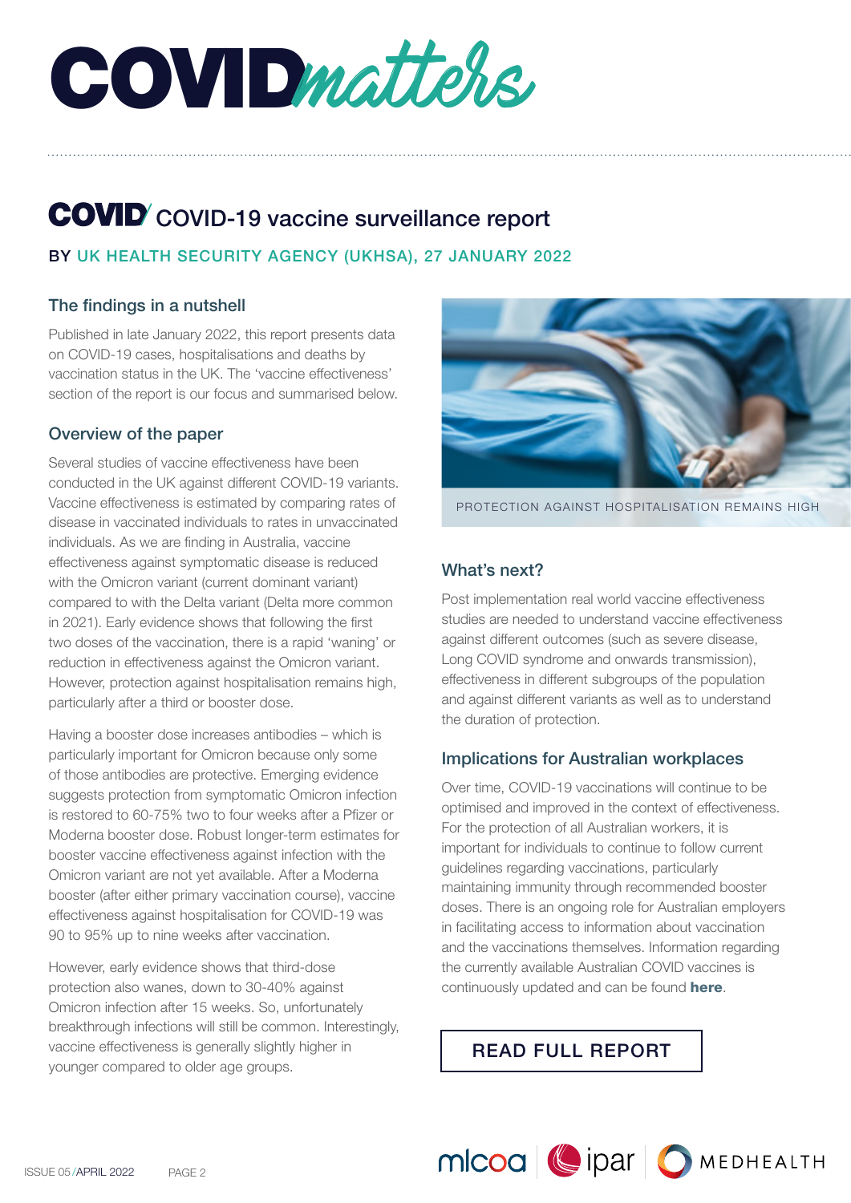# COVIDmatters

## COVID COVID-19 vaccine surveillance report

BY UK HEALTH SECURITY AGENCY (UKHSA), 27 JANUARY 2022

### The findings in a nutshell

Published in late January 2022, this report presents data on COVID-19 cases, hospitalisations and deaths by vaccination status in the UK. The 'vaccine effectiveness' section of the report is our focus and summarised below.

### Overview of the paper

Several studies of vaccine effectiveness have been conducted in the UK against different COVID-19 variants. Vaccine effectiveness is estimated by comparing rates of disease in vaccinated individuals to rates in unvaccinated individuals. As we are finding in Australia, vaccine effectiveness against symptomatic disease is reduced with the Omicron variant (current dominant variant) compared to with the Delta variant (Delta more common in 2021). Early evidence shows that following the first two doses of the vaccination, there is a rapid 'waning' or reduction in effectiveness against the Omicron variant. However, protection against hospitalisation remains high, particularly after a third or booster dose.

Having a booster dose increases antibodies – which is particularly important for Omicron because only some of those antibodies are protective. Emerging evidence suggests protection from symptomatic Omicron infection is restored to 60-75% two to four weeks after a Pfizer or Moderna booster dose. Robust longer-term estimates for booster vaccine effectiveness against infection with the Omicron variant are not yet available. After a Moderna booster (after either primary vaccination course), vaccine effectiveness against hospitalisation for COVID-19 was 90 to 95% up to nine weeks after vaccination.

However, early evidence shows that third-dose protection also wanes, down to 30-40% against Omicron infection after 15 weeks. So, unfortunately breakthrough infections will still be common. Interestingly, vaccine effectiveness is generally slightly higher in younger compared to older age groups.

PROTECTION AGAINST HOSPITALISATION REMAINS HIGH

### What's next?

Post implementation real world vaccine effectiveness studies are needed to understand vaccine effectiveness against different outcomes (such as severe disease, Long COVID syndrome and onwards transmission), effectiveness in different subgroups of the population and against different variants as well as to understand the duration of protection.

### Implications for Australian workplaces

Over time, COVID-19 vaccinations will continue to be optimised and improved in the context of effectiveness. For the protection of all Australian workers, it is important for individuals to continue to follow current guidelines regarding vaccinations, particularly maintaining immunity through recommended booster doses. There is an ongoing role for Australian employers in facilitating access to information about vaccination and the vaccinations themselves. Information regarding the currently available Australian COVID vaccines is continuously updated and can be found **here**.

READ FULL REPORT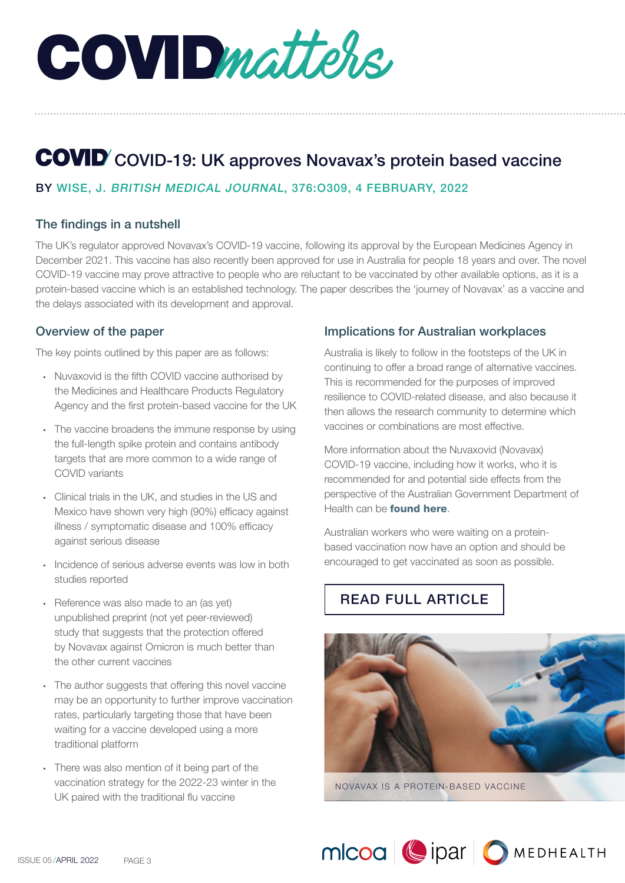# COVID matters

## COVID-19: UK approves Novavax's protein based vaccine

BY WISE, J. *BRITISH MEDICAL JOURNAL*, 376:O309, 4 FEBRUARY, 2022

### The findings in a nutshell

The UK's regulator approved Novavax's COVID-19 vaccine, following its approval by the European Medicines Agency in December 2021. This vaccine has also recently been approved for use in Australia for people 18 years and over. The novel COVID-19 vaccine may prove attractive to people who are reluctant to be vaccinated by other available options, as it is a protein-based vaccine which is an established technology. The paper describes the 'journey of Novavax' as a vaccine and the delays associated with its development and approval.

### Overview of the paper

The key points outlined by this paper are as follows:

- Nuvaxovid is the fifth COVID vaccine authorised by the Medicines and Healthcare Products Regulatory Agency and the first protein-based vaccine for the UK
- The vaccine broadens the immune response by using the full-length spike protein and contains antibody targets that are more common to a wide range of COVID variants
- Clinical trials in the UK, and studies in the US and Mexico have shown very high (90%) efficacy against illness / symptomatic disease and 100% efficacy against serious disease
- Incidence of serious adverse events was low in both studies reported
- Reference was also made to an (as yet) unpublished preprint (not yet peer-reviewed) study that suggests that the protection offered by Novavax against Omicron is much better than the other current vaccines
- The author suggests that offering this novel vaccine may be an opportunity to further improve vaccination rates, particularly targeting those that have been waiting for a vaccine developed using a more traditional platform
- There was also mention of it being part of the vaccination strategy for the 2022-23 winter in the UK paired with the traditional flu vaccine

### Implications for Australian workplaces

Australia is likely to follow in the footsteps of the UK in continuing to offer a broad range of alternative vaccines. This is recommended for the purposes of improved resilience to COVID-related disease, and also because it then allows the research community to determine which vaccines or combinations are most effective.

More information about the Nuvaxovid (Novavax) COVID-19 vaccine, including how it works, who it is recommended for and potential side effects from the perspective of the Australian Government Department of Health can be **found here**.

Australian workers who were waiting on a protein-based vaccination now have an option and should be encouraged to get vaccinated as soon as possible.

READ FULL ARTICLE

NOVAVAX IS A PROTEIN-BASED VACCINE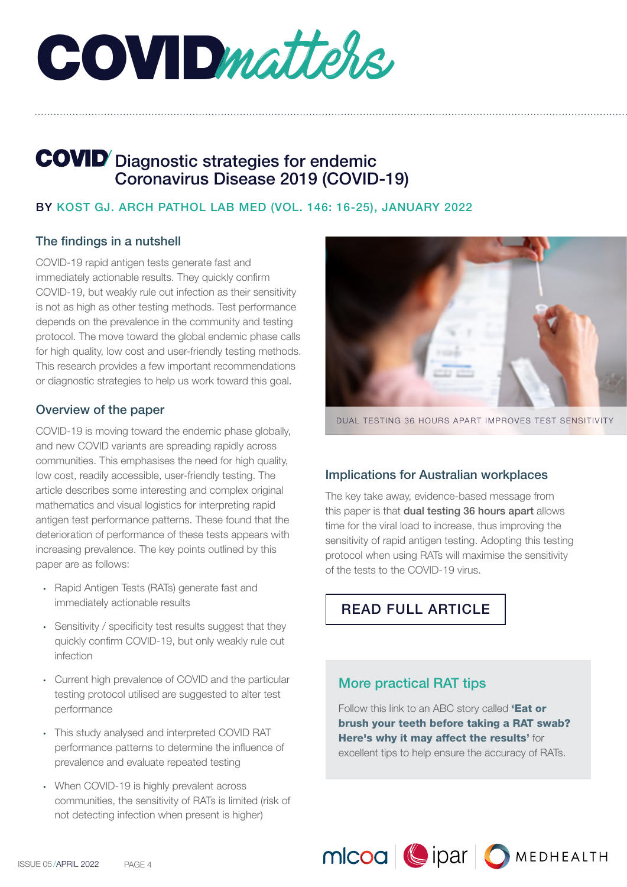# COVIDmatters

## COVID Diagnostic strategies for endemic Coronavirus Disease 2019 (COVID-19)

BY KOST GJ. ARCH PATHOL LAB MED (VOL. 146: 16-25), JANUARY 2022

### The findings in a nutshell

COVID-19 rapid antigen tests generate fast and immediately actionable results. They quickly confirm COVID-19, but weakly rule out infection as their sensitivity is not as high as other testing methods. Test performance depends on the prevalence in the community and testing protocol. The move toward the global endemic phase calls for high quality, low cost and user-friendly testing methods. This research provides a few important recommendations or diagnostic strategies to help us work toward this goal.

### Overview of the paper

COVID-19 is moving toward the endemic phase globally, and new COVID variants are spreading rapidly across communities. This emphasises the need for high quality, low cost, readily accessible, user-friendly testing. The article describes some interesting and complex original mathematics and visual logistics for interpreting rapid antigen test performance patterns. These found that the deterioration of performance of these tests appears with increasing prevalence. The key points outlined by this paper are as follows:

- Rapid Antigen Tests (RATs) generate fast and immediately actionable results
- Sensitivity / specificity test results suggest that they quickly confirm COVID-19, but only weakly rule out infection
- Current high prevalence of COVID and the particular testing protocol utilised are suggested to alter test performance
- This study analysed and interpreted COVID RAT performance patterns to determine the influence of prevalence and evaluate repeated testing
- When COVID-19 is highly prevalent across communities, the sensitivity of RATs is limited (risk of not detecting infection when present is higher)

DUAL TESTING 36 HOURS APART IMPROVES TEST SENSITIVITY

### Implications for Australian workplaces

The key take away, evidence-based message from this paper is that **dual testing 36 hours apart** allows time for the viral load to increase, thus improving the sensitivity of rapid antigen testing. Adopting this testing protocol when using RATs will maximise the sensitivity of the tests to the COVID-19 virus.

READ FULL ARTICLE

### More practical RAT tips

Follow this link to an ABC story called **'Eat or brush your teeth before taking a RAT swab? Here's why it may affect the results'** for excellent tips to help ensure the accuracy of RATs.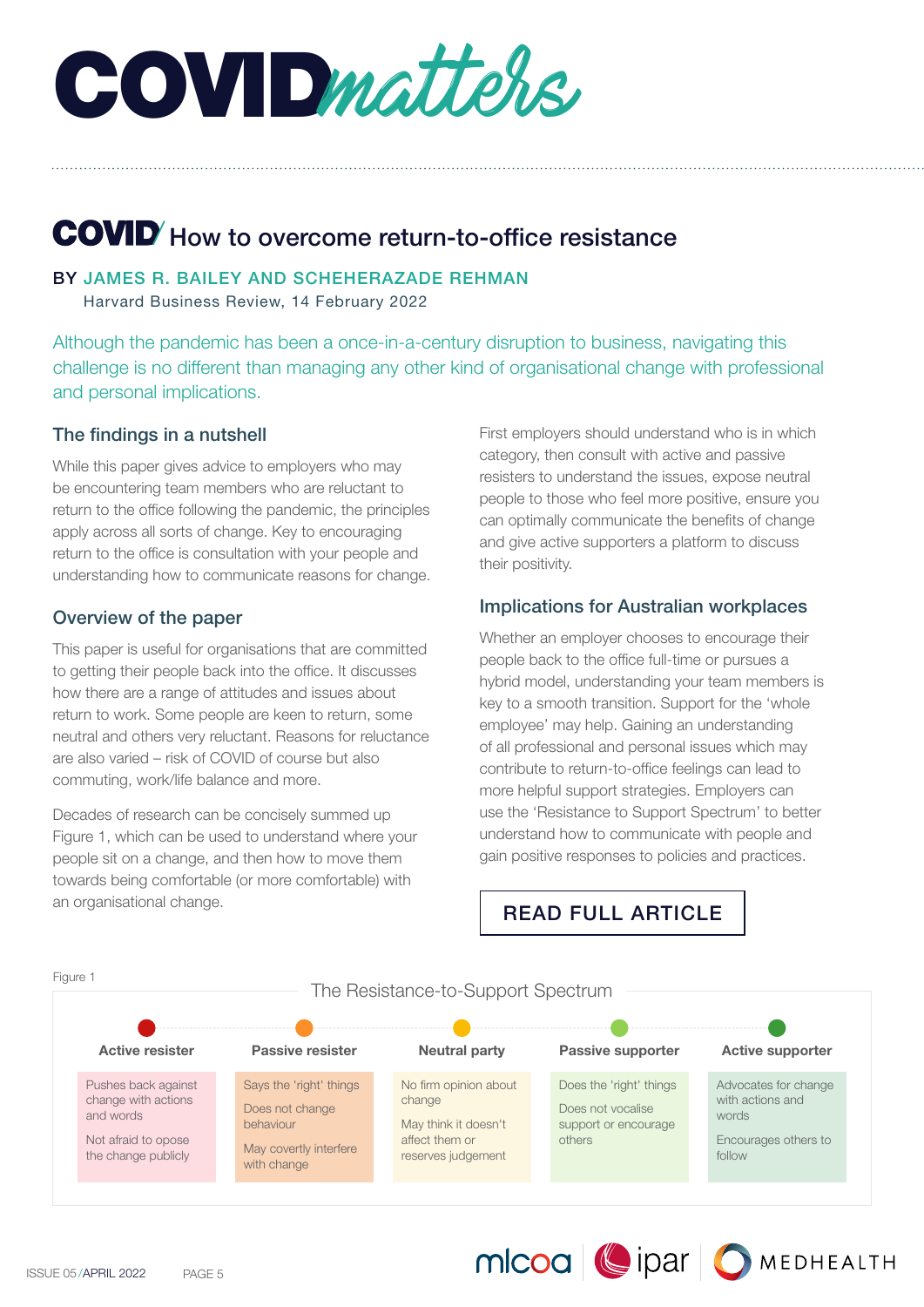# COVIDmatters

## How to overcome return-to-office resistance

BY JAMES R. BAILEY AND SCHEHERAZADE REHMAN
Harvard Business Review, 14 February 2022

Although the pandemic has been a once-in-a-century disruption to business, navigating this challenge is no different than managing any other kind of organisational change with professional and personal implications.

### The findings in a nutshell

While this paper gives advice to employers who may be encountering team members who are reluctant to return to the office following the pandemic, the principles apply across all sorts of change. Key to encouraging return to the office is consultation with your people and understanding how to communicate reasons for change.

### Overview of the paper

This paper is useful for organisations that are committed to getting their people back into the office. It discusses how there are a range of attitudes and issues about return to work. Some people are keen to return, some neutral and others very reluctant. Reasons for reluctance are also varied – risk of COVID of course but also commuting, work/life balance and more.

Decades of research can be concisely summed up Figure 1, which can be used to understand where your people sit on a change, and then how to move them towards being comfortable (or more comfortable) with an organisational change.

First employers should understand who is in which category, then consult with active and passive resisters to understand the issues, expose neutral people to those who feel more positive, ensure you can optimally communicate the benefits of change and give active supporters a platform to discuss their positivity.

### Implications for Australian workplaces

Whether an employer chooses to encourage their people back to the office full-time or pursues a hybrid model, understanding your team members is key to a smooth transition. Support for the 'whole employee' may help. Gaining an understanding of all professional and personal issues which may contribute to return-to-office feelings can lead to more helpful support strategies. Employers can use the 'Resistance to Support Spectrum' to better understand how to communicate with people and gain positive responses to policies and practices.

READ FULL ARTICLE

Figure 1

The Resistance-to-Support Spectrum

| Active resister | Passive resister | Neutral party | Passive supporter | Active supporter |
|---|---|---|---|---|
| Pushes back against change with actions and words<br><br>Not afraid to opose the change publicly | Says the 'right' things<br><br>Does not change behaviour<br><br>May covertly interfere with change | No firm opinion about change<br><br>May think it doesn't affect them or reserves judgement | Does the 'right' things<br><br>Does not vocalise support or encourage others | Advocates for change with actions and words<br><br>Encourages others to follow |

mlcoa | ipar | MEDHEALTH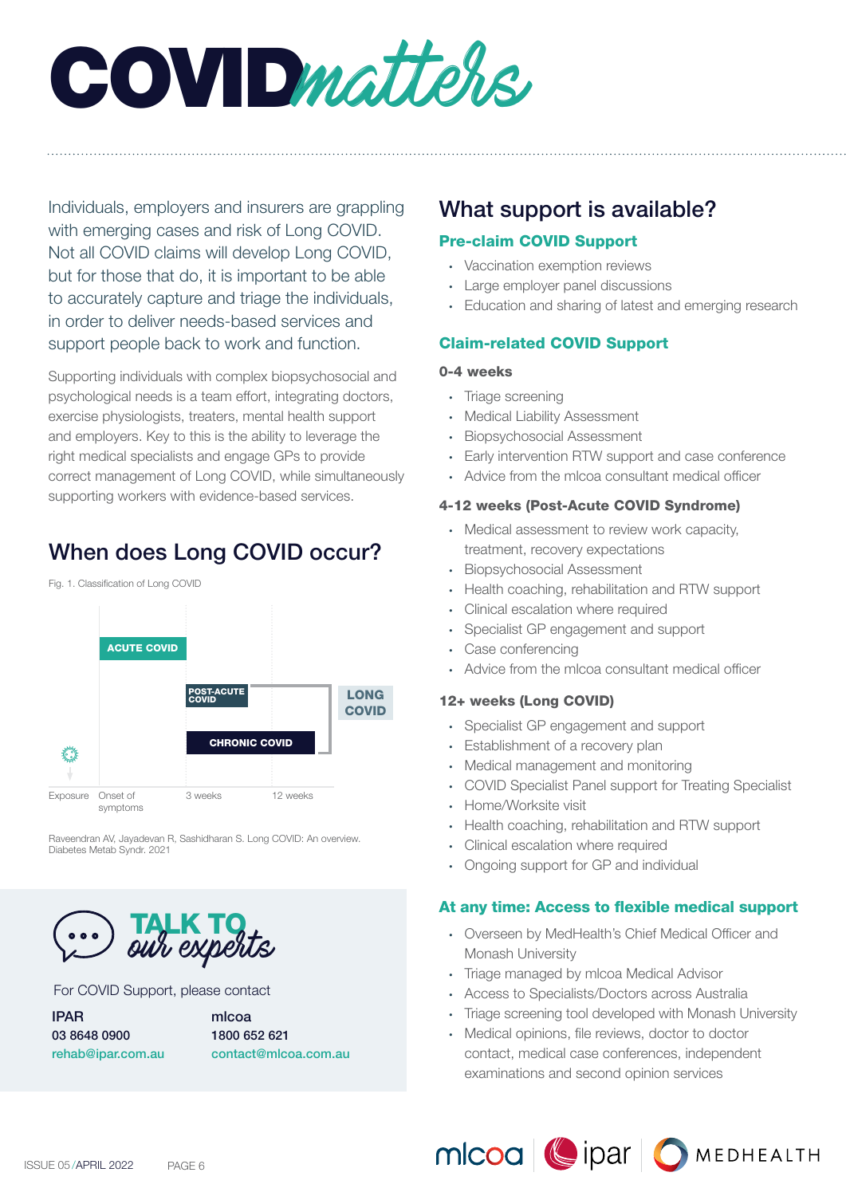# COVID*matters*

Individuals, employers and insurers are grappling with emerging cases and risk of Long COVID. Not all COVID claims will develop Long COVID, but for those that do, it is important to be able to accurately capture and triage the individuals, in order to deliver needs-based services and support people back to work and function.

Supporting individuals with complex biopsychosocial and psychological needs is a team effort, integrating doctors, exercise physiologists, treaters, mental health support and employers. Key to this is the ability to leverage the right medical specialists and engage GPs to provide correct management of Long COVID, while simultaneously supporting workers with evidence-based services.

## When does Long COVID occur?

Fig. 1. Classification of Long COVID

ACUTE COVID
POST-ACUTE COVID
CHRONIC COVID
LONG COVID
Exposure
Onset of symptoms
3 weeks
12 weeks

Raveendran AV, Jayadevan R, Sashidharan S. Long COVID: An overview. Diabetes Metab Syndr. 2021

## TALK TO *our experts*

For COVID Support, please contact

**IPAR**
**03 8648 0900**
rehab@ipar.com.au

**mlcoa**
**1800 652 621**
contact@mlcoa.com.au

## What support is available?

### Pre-claim COVID Support

- Vaccination exemption reviews
- Large employer panel discussions
- Education and sharing of latest and emerging research

### Claim-related COVID Support

**0-4 weeks**

- Triage screening
- Medical Liability Assessment
- Biopsychosocial Assessment
- Early intervention RTW support and case conference
- Advice from the mlcoa consultant medical officer

**4-12 weeks (Post-Acute COVID Syndrome)**

- Medical assessment to review work capacity, treatment, recovery expectations
- Biopsychosocial Assessment
- Health coaching, rehabilitation and RTW support
- Clinical escalation where required
- Specialist GP engagement and support
- Case conferencing
- Advice from the mlcoa consultant medical officer

**12+ weeks (Long COVID)**

- Specialist GP engagement and support
- Establishment of a recovery plan
- Medical management and monitoring
- COVID Specialist Panel support for Treating Specialist
- Home/Worksite visit
- Health coaching, rehabilitation and RTW support
- Clinical escalation where required
- Ongoing support for GP and individual

### At any time: Access to flexible medical support

- Overseen by MedHealth's Chief Medical Officer and Monash University
- Triage managed by mlcoa Medical Advisor
- Access to Specialists/Doctors across Australia
- Triage screening tool developed with Monash University
- Medical opinions, file reviews, doctor to doctor contact, medical case conferences, independent examinations and second opinion services

mlcoa | ipar | MEDHEALTH